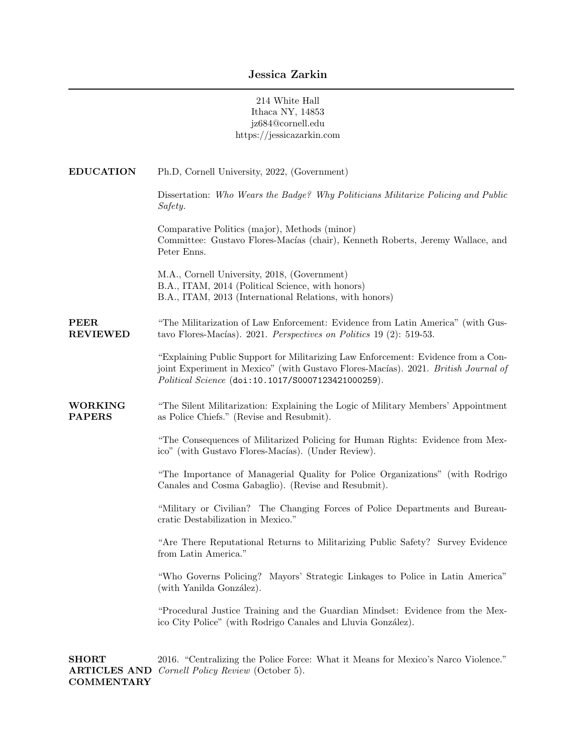# Jessica Zarkin

214 White Hall
Ithaca NY, 14853
jz684@cornell.edu
https://jessicazarkin.com

## EDUCATION

Ph.D, Cornell University, 2022, (Government)

Dissertation: *Who Wears the Badge? Why Politicians Militarize Policing and Public Safety.*

Comparative Politics (major), Methods (minor)
Committee: Gustavo Flores-Macías (chair), Kenneth Roberts, Jeremy Wallace, and Peter Enns.

M.A., Cornell University, 2018, (Government)
B.A., ITAM, 2014 (Political Science, with honors)
B.A., ITAM, 2013 (International Relations, with honors)

## PEER REVIEWED

"The Militarization of Law Enforcement: Evidence from Latin America" (with Gustavo Flores-Macías). 2021. *Perspectives on Politics* 19 (2): 519-53.

"Explaining Public Support for Militarizing Law Enforcement: Evidence from a Conjoint Experiment in Mexico" (with Gustavo Flores-Macías). 2021. *British Journal of Political Science* (`doi:10.1017/S0007123421000259`).

## WORKING PAPERS

"The Silent Militarization: Explaining the Logic of Military Members' Appointment as Police Chiefs." (Revise and Resubmit).

"The Consequences of Militarized Policing for Human Rights: Evidence from Mexico" (with Gustavo Flores-Macías). (Under Review).

"The Importance of Managerial Quality for Police Organizations" (with Rodrigo Canales and Cosma Gabaglio). (Revise and Resubmit).

"Military or Civilian? The Changing Forces of Police Departments and Bureaucratic Destabilization in Mexico."

"Are There Reputational Returns to Militarizing Public Safety? Survey Evidence from Latin America."

"Who Governs Policing? Mayors' Strategic Linkages to Police in Latin America" (with Yanilda González).

"Procedural Justice Training and the Guardian Mindset: Evidence from the Mexico City Police" (with Rodrigo Canales and Lluvia González).

## SHORT ARTICLES AND COMMENTARY

2016. "Centralizing the Police Force: What it Means for Mexico's Narco Violence." *Cornell Policy Review* (October 5).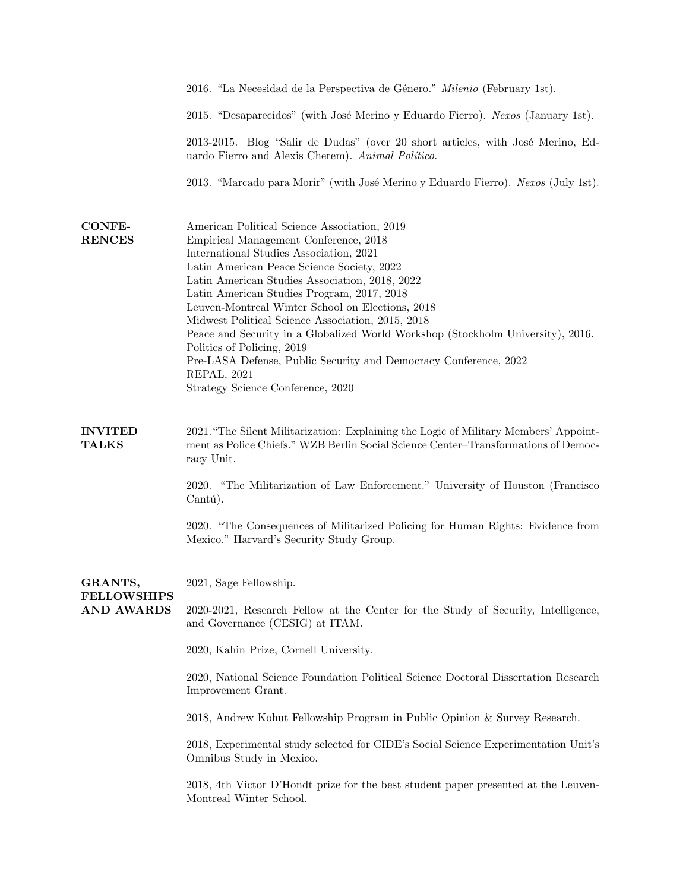2016. "La Necesidad de la Perspectiva de Género." *Milenio* (February 1st).

2015. "Desaparecidos" (with José Merino y Eduardo Fierro). *Nexos* (January 1st).

2013-2015. Blog "Salir de Dudas" (over 20 short articles, with José Merino, Eduardo Fierro and Alexis Cherem). *Animal Político*.

2013. "Marcado para Morir" (with José Merino y Eduardo Fierro). *Nexos* (July 1st).

## CONFERENCES

American Political Science Association, 2019
Empirical Management Conference, 2018
International Studies Association, 2021
Latin American Peace Science Society, 2022
Latin American Studies Association, 2018, 2022
Latin American Studies Program, 2017, 2018
Leuven-Montreal Winter School on Elections, 2018
Midwest Political Science Association, 2015, 2018
Peace and Security in a Globalized World Workshop (Stockholm University), 2016.
Politics of Policing, 2019
Pre-LASA Defense, Public Security and Democracy Conference, 2022
REPAL, 2021
Strategy Science Conference, 2020

## INVITED TALKS

2021. "The Silent Militarization: Explaining the Logic of Military Members' Appointment as Police Chiefs." WZB Berlin Social Science Center–Transformations of Democracy Unit.

2020. "The Militarization of Law Enforcement." University of Houston (Francisco Cantú).

2020. "The Consequences of Militarized Policing for Human Rights: Evidence from Mexico." Harvard's Security Study Group.

## GRANTS, FELLOWSHIPS AND AWARDS

2021, Sage Fellowship.

2020-2021, Research Fellow at the Center for the Study of Security, Intelligence, and Governance (CESIG) at ITAM.

2020, Kahin Prize, Cornell University.

2020, National Science Foundation Political Science Doctoral Dissertation Research Improvement Grant.

2018, Andrew Kohut Fellowship Program in Public Opinion & Survey Research.

2018, Experimental study selected for CIDE's Social Science Experimentation Unit's Omnibus Study in Mexico.

2018, 4th Victor D'Hondt prize for the best student paper presented at the Leuven-Montreal Winter School.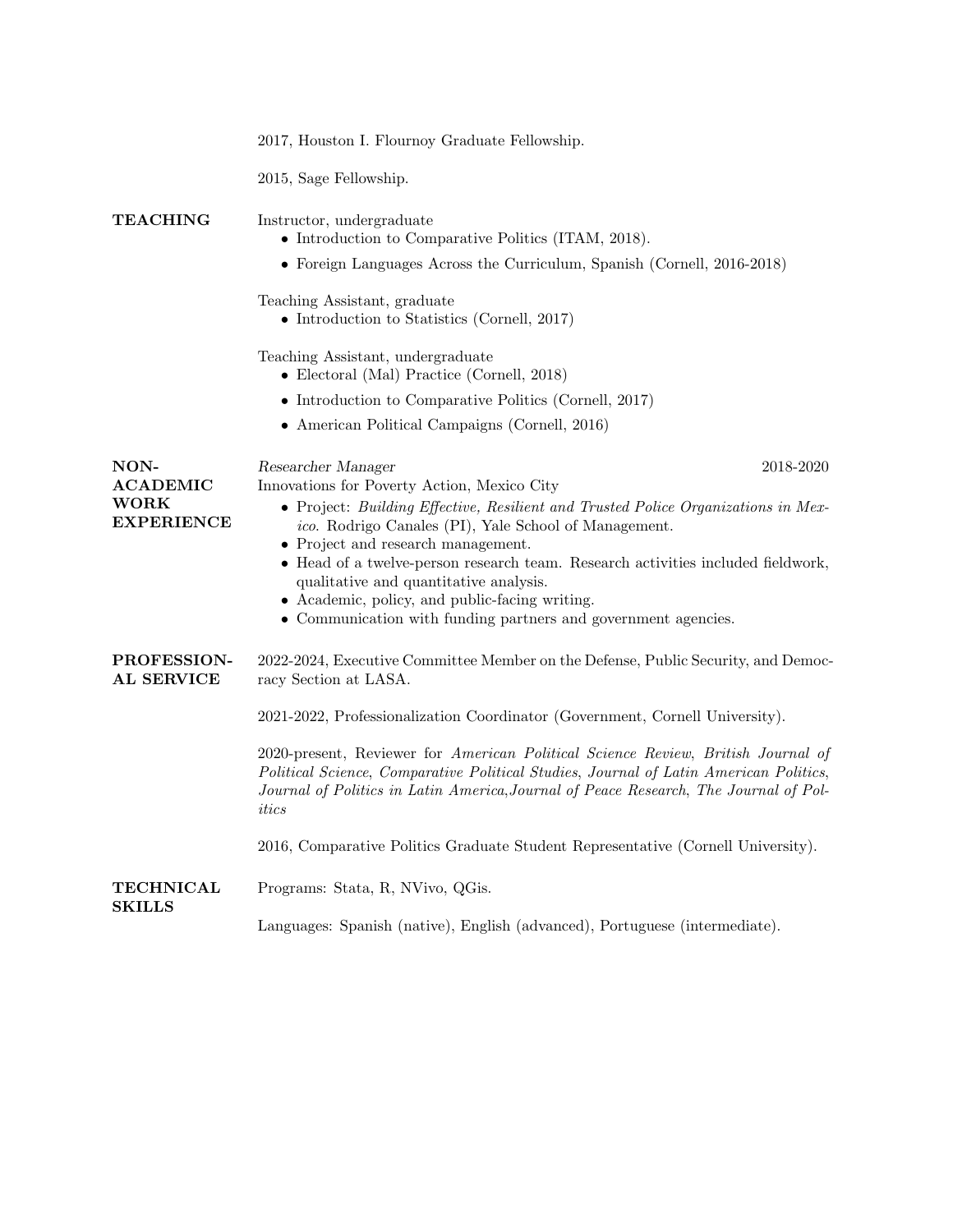2017, Houston I. Flournoy Graduate Fellowship.

2015, Sage Fellowship.

## TEACHING

Instructor, undergraduate

- Introduction to Comparative Politics (ITAM, 2018).
- Foreign Languages Across the Curriculum, Spanish (Cornell, 2016-2018)

Teaching Assistant, graduate

- Introduction to Statistics (Cornell, 2017)

Teaching Assistant, undergraduate

- Electoral (Mal) Practice (Cornell, 2018)
- Introduction to Comparative Politics (Cornell, 2017)
- American Political Campaigns (Cornell, 2016)

## NON-ACADEMIC WORK EXPERIENCE

*Researcher Manager* 2018-2020

Innovations for Poverty Action, Mexico City

- Project: *Building Effective, Resilient and Trusted Police Organizations in Mexico.* Rodrigo Canales (PI), Yale School of Management.
- Project and research management.
- Head of a twelve-person research team. Research activities included fieldwork, qualitative and quantitative analysis.
- Academic, policy, and public-facing writing.
- Communication with funding partners and government agencies.

## PROFESSIONAL SERVICE

2022-2024, Executive Committee Member on the Defense, Public Security, and Democracy Section at LASA.

2021-2022, Professionalization Coordinator (Government, Cornell University).

2020-present, Reviewer for *American Political Science Review*, *British Journal of Political Science*, *Comparative Political Studies*, *Journal of Latin American Politics*, *Journal of Politics in Latin America*,*Journal of Peace Research*, *The Journal of Politics*

2016, Comparative Politics Graduate Student Representative (Cornell University).

## TECHNICAL SKILLS

Programs: Stata, R, NVivo, QGis.

Languages: Spanish (native), English (advanced), Portuguese (intermediate).